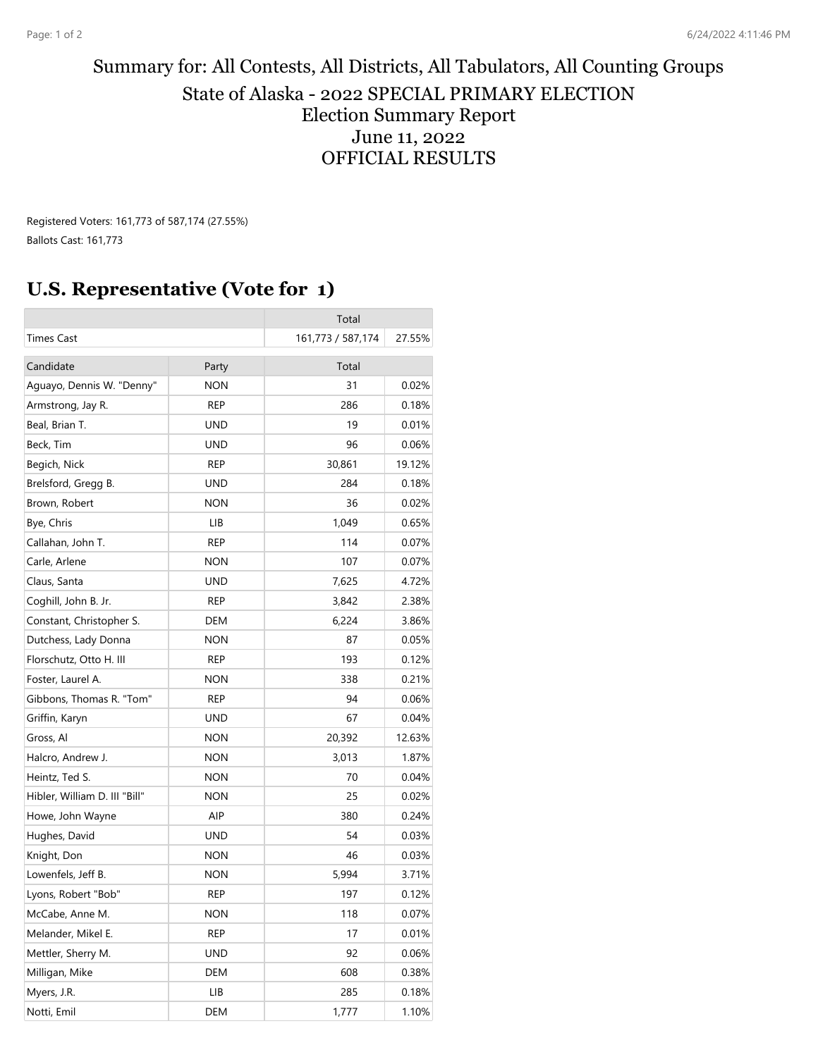Summary for: All Contests, All Districts, All Tabulators, All Counting Groups

State of Alaska - 2022 SPECIAL PRIMARY ELECTION

Election Summary Report

June 11, 2022

OFFICIAL RESULTS

Registered Voters: 161,773 of 587,174 (27.55%)

Ballots Cast: 161,773

## U.S. Representative (Vote for 1)

| | Total | |
|---|---|---|
| Times Cast | 161,773 / 587,174 | 27.55% |

| Candidate | Party | Total | |
|---|---|---|---|
| Aguayo, Dennis W. "Denny" | NON | 31 | 0.02% |
| Armstrong, Jay R. | REP | 286 | 0.18% |
| Beal, Brian T. | UND | 19 | 0.01% |
| Beck, Tim | UND | 96 | 0.06% |
| Begich, Nick | REP | 30,861 | 19.12% |
| Brelsford, Gregg B. | UND | 284 | 0.18% |
| Brown, Robert | NON | 36 | 0.02% |
| Bye, Chris | LIB | 1,049 | 0.65% |
| Callahan, John T. | REP | 114 | 0.07% |
| Carle, Arlene | NON | 107 | 0.07% |
| Claus, Santa | UND | 7,625 | 4.72% |
| Coghill, John B. Jr. | REP | 3,842 | 2.38% |
| Constant, Christopher S. | DEM | 6,224 | 3.86% |
| Dutchess, Lady Donna | NON | 87 | 0.05% |
| Florschutz, Otto H. III | REP | 193 | 0.12% |
| Foster, Laurel A. | NON | 338 | 0.21% |
| Gibbons, Thomas R. "Tom" | REP | 94 | 0.06% |
| Griffin, Karyn | UND | 67 | 0.04% |
| Gross, Al | NON | 20,392 | 12.63% |
| Halcro, Andrew J. | NON | 3,013 | 1.87% |
| Heintz, Ted S. | NON | 70 | 0.04% |
| Hibler, William D. III "Bill" | NON | 25 | 0.02% |
| Howe, John Wayne | AIP | 380 | 0.24% |
| Hughes, David | UND | 54 | 0.03% |
| Knight, Don | NON | 46 | 0.03% |
| Lowenfels, Jeff B. | NON | 5,994 | 3.71% |
| Lyons, Robert "Bob" | REP | 197 | 0.12% |
| McCabe, Anne M. | NON | 118 | 0.07% |
| Melander, Mikel E. | REP | 17 | 0.01% |
| Mettler, Sherry M. | UND | 92 | 0.06% |
| Milligan, Mike | DEM | 608 | 0.38% |
| Myers, J.R. | LIB | 285 | 0.18% |
| Notti, Emil | DEM | 1,777 | 1.10% |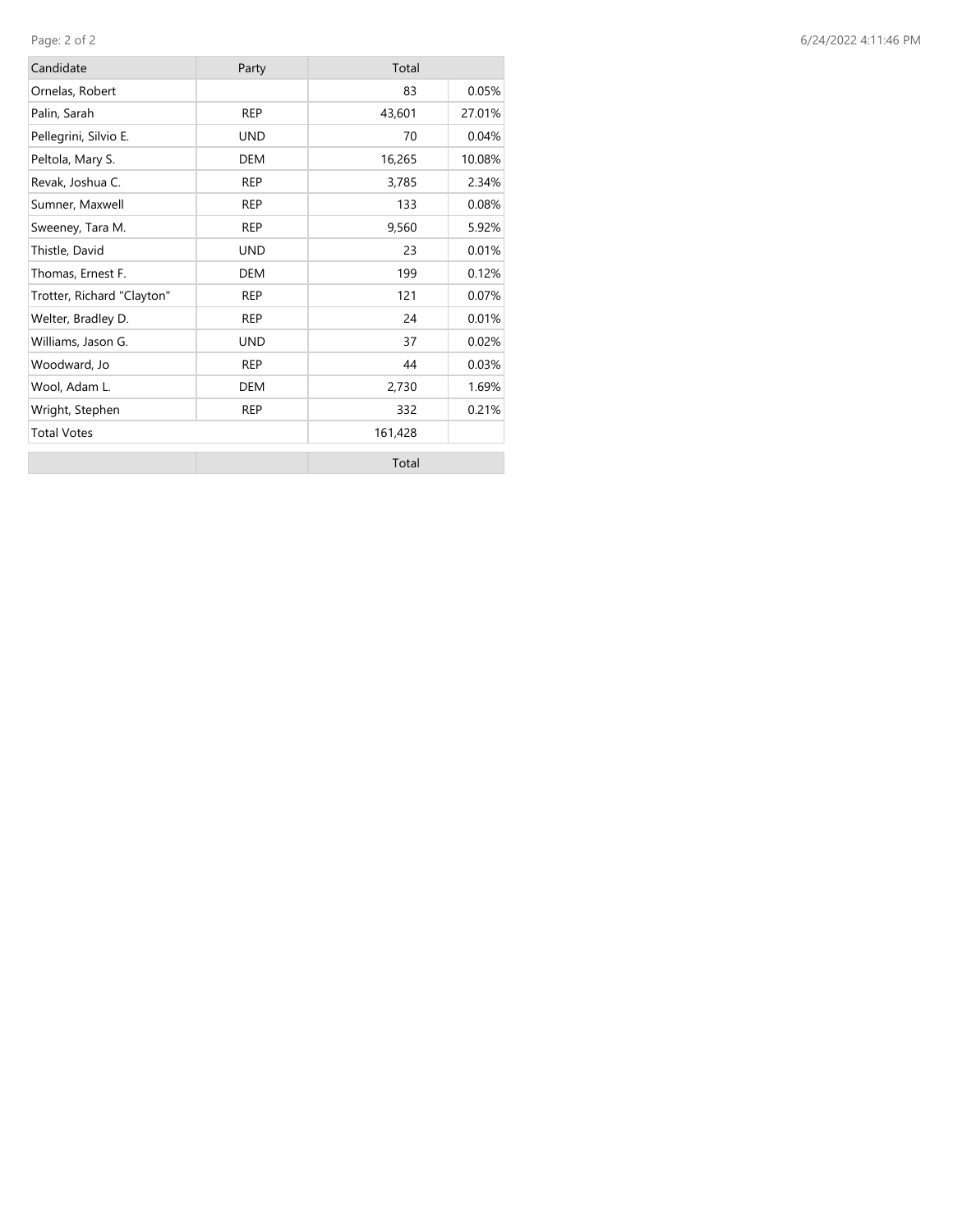| Candidate | Party | Total | |
|---|---|---|---|
| Ornelas, Robert | | 83 | 0.05% |
| Palin, Sarah | REP | 43,601 | 27.01% |
| Pellegrini, Silvio E. | UND | 70 | 0.04% |
| Peltola, Mary S. | DEM | 16,265 | 10.08% |
| Revak, Joshua C. | REP | 3,785 | 2.34% |
| Sumner, Maxwell | REP | 133 | 0.08% |
| Sweeney, Tara M. | REP | 9,560 | 5.92% |
| Thistle, David | UND | 23 | 0.01% |
| Thomas, Ernest F. | DEM | 199 | 0.12% |
| Trotter, Richard "Clayton" | REP | 121 | 0.07% |
| Welter, Bradley D. | REP | 24 | 0.01% |
| Williams, Jason G. | UND | 37 | 0.02% |
| Woodward, Jo | REP | 44 | 0.03% |
| Wool, Adam L. | DEM | 2,730 | 1.69% |
| Wright, Stephen | REP | 332 | 0.21% |
| Total Votes | | 161,428 | |

| | | Total |
|---|---|---|